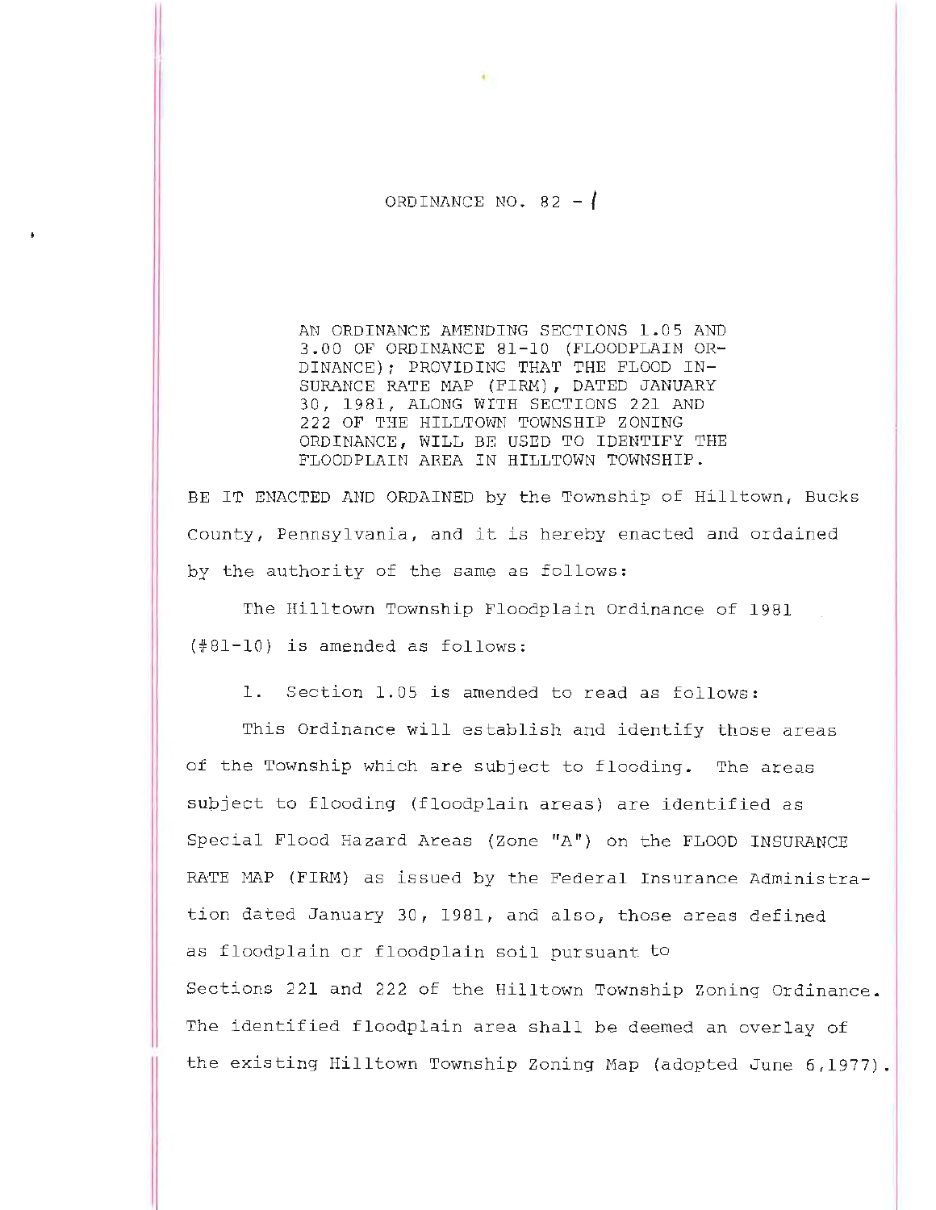# ORDINANCE NO. 82 - 1

AN ORDINANCE AMENDING SECTIONS 1.05 AND 3.00 OF ORDINANCE 81-10 (FLOODPLAIN ORDINANCE); PROVIDING THAT THE FLOOD INSURANCE RATE MAP (FIRM), DATED JANUARY 30, 1981, ALONG WITH SECTIONS 221 AND 222 OF THE HILLTOWN TOWNSHIP ZONING ORDINANCE, WILL BE USED TO IDENTIFY THE FLOODPLAIN AREA IN HILLTOWN TOWNSHIP.

BE IT ENACTED AND ORDAINED by the Township of Hilltown, Bucks County, Pennsylvania, and it is hereby enacted and ordained by the authority of the same as follows:

The Hilltown Township Floodplain Ordinance of 1981 (#81-10) is amended as follows:

1. Section 1.05 is amended to read as follows:

This Ordinance will establish and identify those areas of the Township which are subject to flooding. The areas subject to flooding (floodplain areas) are identified as Special Flood Hazard Areas (Zone "A") on the FLOOD INSURANCE RATE MAP (FIRM) as issued by the Federal Insurance Administration dated January 30, 1981, and also, those areas defined as floodplain or floodplain soil pursuant to Sections 221 and 222 of the Hilltown Township Zoning Ordinance. The identified floodplain area shall be deemed an overlay of the existing Hilltown Township Zoning Map (adopted June 6,1977).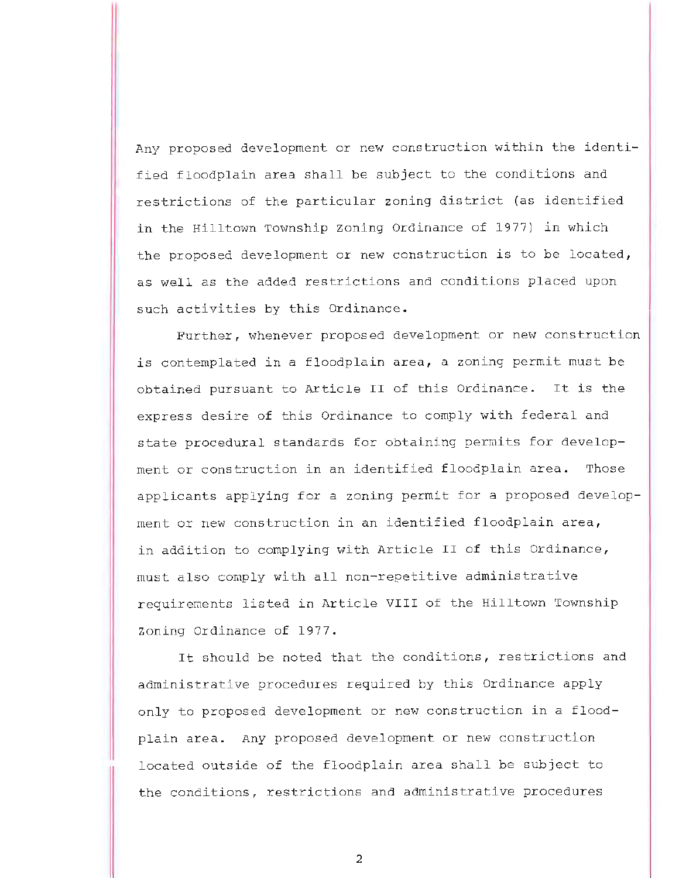Any proposed development or new construction within the identified floodplain area shall be subject to the conditions and restrictions of the particular zoning district (as identified in the Hilltown Township Zoning Ordinance of 1977) in which the proposed development or new construction is to be located, as well as the added restrictions and conditions placed upon such activities by this Ordinance.

Further, whenever proposed development or new construction is contemplated in a floodplain area, a zoning permit must be obtained pursuant to Article II of this Ordinance. It is the express desire of this Ordinance to comply with federal and state procedural standards for obtaining permits for development or construction in an identified floodplain area. Those applicants applying for a zoning permit for a proposed development or new construction in an identified floodplain area, in addition to complying with Article II of this Ordinance, must also comply with all non-repetitive administrative requirements listed in Article VIII of the Hilltown Township Zoning Ordinance of 1977.

It should be noted that the conditions, restrictions and administrative procedures required by this Ordinance apply only to proposed development or new construction in a floodplain area. Any proposed development or new construction located outside of the floodplain area shall be subject to the conditions, restrictions and administrative procedures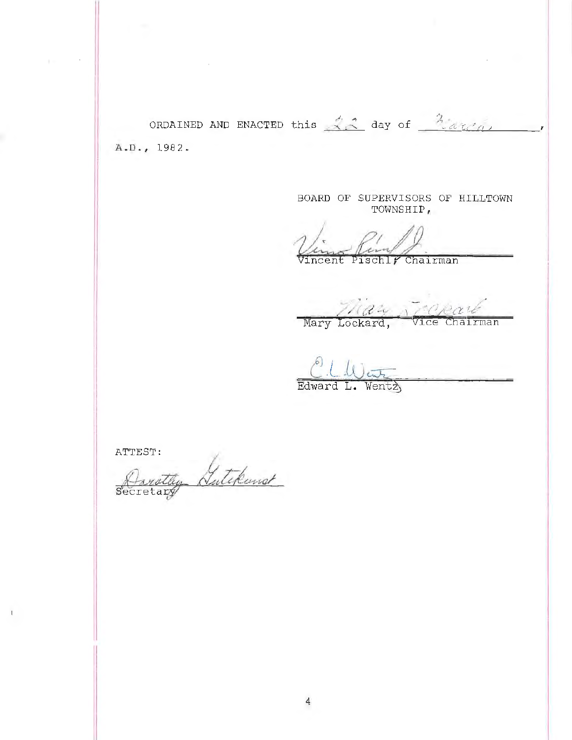ORDAINED AND ENACTED this 22 day of March, A.D., 1982.

BOARD OF SUPERVISORS OF HILLTOWN TOWNSHIP,

Vincent Pischl, Chairman

Mary Lockard, Vice Chairman

Edward L. Wentz

ATTEST:

Dorothy Gutekunst
Secretary